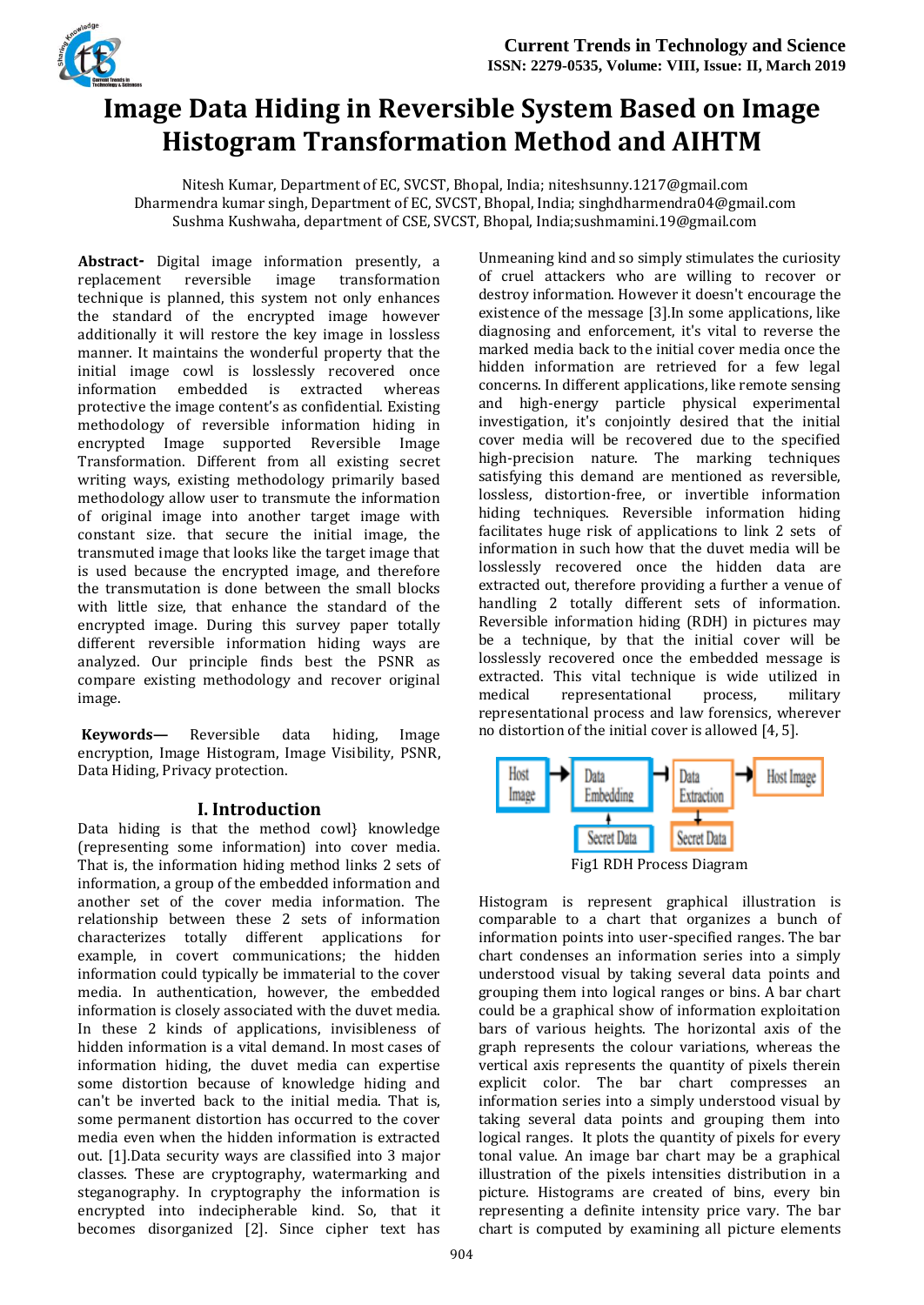# Image Data Hiding in Reversible System Based on Image Histogram Transformation Method and AIHTM

Nitesh Kumar, Department of EC, SVCST, Bhopal, India; niteshsunny.1217@gmail.com
Dharmendra kumar singh, Department of EC, SVCST, Bhopal, India; singhdharmendra04@gmail.com
Sushma Kushwaha, department of CSE, SVCST, Bhopal, India;sushmamini.19@gmail.com

**Abstract-** Digital image information presently, a replacement reversible image transformation technique is planned, this system not only enhances the standard of the encrypted image however additionally it will restore the key image in lossless manner. It maintains the wonderful property that the initial image cowl is losslessly recovered once information embedded is extracted whereas protective the image content's as confidential. Existing methodology of reversible information hiding in encrypted Image supported Reversible Image Transformation. Different from all existing secret writing ways, existing methodology primarily based methodology allow user to transmute the information of original image into another target image with constant size. that secure the initial image, the transmuted image that looks like the target image that is used because the encrypted image, and therefore the transmutation is done between the small blocks with little size, that enhance the standard of the encrypted image. During this survey paper totally different reversible information hiding ways are analyzed. Our principle finds best the PSNR as compare existing methodology and recover original image.

**Keywords—** Reversible data hiding, Image encryption, Image Histogram, Image Visibility, PSNR, Data Hiding, Privacy protection.

## I. Introduction

Data hiding is that the method cowl} knowledge (representing some information) into cover media. That is, the information hiding method links 2 sets of information, a group of the embedded information and another set of the cover media information. The relationship between these 2 sets of information characterizes totally different applications for example, in covert communications; the hidden information could typically be immaterial to the cover media. In authentication, however, the embedded information is closely associated with the duvet media. In these 2 kinds of applications, invisibleness of hidden information is a vital demand. In most cases of information hiding, the duvet media can expertise some distortion because of knowledge hiding and can't be inverted back to the initial media. That is, some permanent distortion has occurred to the cover media even when the hidden information is extracted out. [1].Data security ways are classified into 3 major classes. These are cryptography, watermarking and steganography. In cryptography the information is encrypted into indecipherable kind. So, that it becomes disorganized [2]. Since cipher text has Unmeaning kind and so simply stimulates the curiosity of cruel attackers who are willing to recover or destroy information. However it doesn't encourage the existence of the message [3].In some applications, like diagnosing and enforcement, it's vital to reverse the marked media back to the initial cover media once the hidden information are retrieved for a few legal concerns. In different applications, like remote sensing and high-energy particle physical experimental investigation, it's conjointly desired that the initial cover media will be recovered due to the specified high-precision nature. The marking techniques satisfying this demand are mentioned as reversible, lossless, distortion-free, or invertible information hiding techniques. Reversible information hiding facilitates huge risk of applications to link 2 sets of information in such how that the duvet media will be losslessly recovered once the hidden data are extracted out, therefore providing a further a venue of handling 2 totally different sets of information. Reversible information hiding (RDH) in pictures may be a technique, by that the initial cover will be losslessly recovered once the embedded message is extracted. This vital technique is wide utilized in medical representational process, military representational process and law forensics, wherever no distortion of the initial cover is allowed [4, 5].

Host Image → Data Embedding → Data Extraction → Host Image
Secret Data → Data Embedding; Data Extraction → Secret Data

Fig1 RDH Process Diagram

Histogram is represent graphical illustration is comparable to a chart that organizes a bunch of information points into user-specified ranges. The bar chart condenses an information series into a simply understood visual by taking several data points and grouping them into logical ranges or bins. A bar chart could be a graphical show of information exploitation bars of various heights. The horizontal axis of the graph represents the colour variations, whereas the vertical axis represents the quantity of pixels therein explicit color. The bar chart compresses an information series into a simply understood visual by taking several data points and grouping them into logical ranges. It plots the quantity of pixels for every tonal value. An image bar chart may be a graphical illustration of the pixels intensities distribution in a picture. Histograms are created of bins, every bin representing a definite intensity price vary. The bar chart is computed by examining all picture elements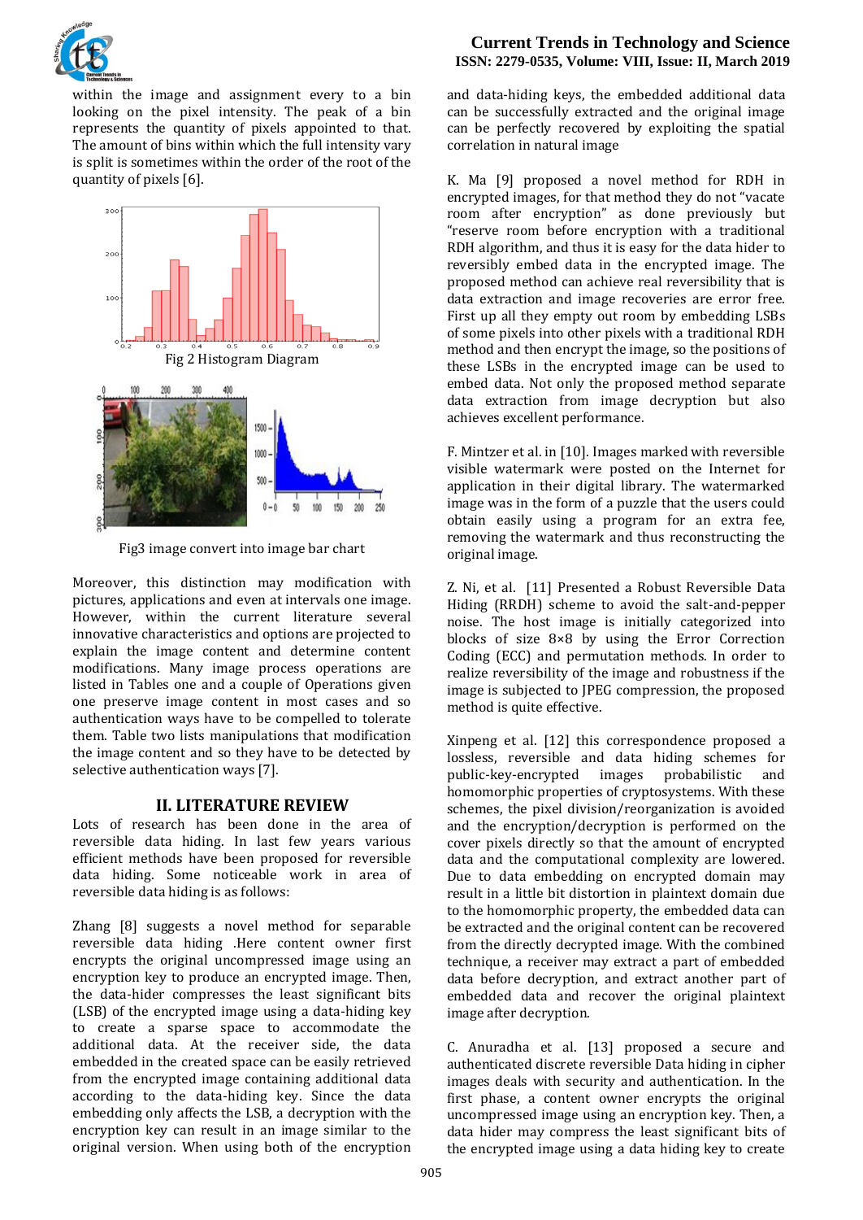within the image and assignment every to a bin looking on the pixel intensity. The peak of a bin represents the quantity of pixels appointed to that. The amount of bins within which the full intensity vary is split is sometimes within the order of the root of the quantity of pixels [6].

Fig 2 Histogram Diagram

Fig3 image convert into image bar chart

Moreover, this distinction may modification with pictures, applications and even at intervals one image. However, within the current literature several innovative characteristics and options are projected to explain the image content and determine content modifications. Many image process operations are listed in Tables one and a couple of Operations given one preserve image content in most cases and so authentication ways have to be compelled to tolerate them. Table two lists manipulations that modification the image content and so they have to be detected by selective authentication ways [7].

## II. LITERATURE REVIEW

Lots of research has been done in the area of reversible data hiding. In last few years various efficient methods have been proposed for reversible data hiding. Some noticeable work in area of reversible data hiding is as follows:

Zhang [8] suggests a novel method for separable reversible data hiding .Here content owner first encrypts the original uncompressed image using an encryption key to produce an encrypted image. Then, the data-hider compresses the least significant bits (LSB) of the encrypted image using a data-hiding key to create a sparse space to accommodate the additional data. At the receiver side, the data embedded in the created space can be easily retrieved from the encrypted image containing additional data according to the data-hiding key. Since the data embedding only affects the LSB, a decryption with the encryption key can result in an image similar to the original version. When using both of the encryption and data-hiding keys, the embedded additional data can be successfully extracted and the original image can be perfectly recovered by exploiting the spatial correlation in natural image

K. Ma [9] proposed a novel method for RDH in encrypted images, for that method they do not "vacate room after encryption" as done previously but "reserve room before encryption with a traditional RDH algorithm, and thus it is easy for the data hider to reversibly embed data in the encrypted image. The proposed method can achieve real reversibility that is data extraction and image recoveries are error free. First up all they empty out room by embedding LSBs of some pixels into other pixels with a traditional RDH method and then encrypt the image, so the positions of these LSBs in the encrypted image can be used to embed data. Not only the proposed method separate data extraction from image decryption but also achieves excellent performance.

F. Mintzer et al. in [10]. Images marked with reversible visible watermark were posted on the Internet for application in their digital library. The watermarked image was in the form of a puzzle that the users could obtain easily using a program for an extra fee, removing the watermark and thus reconstructing the original image.

Z. Ni, et al. [11] Presented a Robust Reversible Data Hiding (RRDH) scheme to avoid the salt-and-pepper noise. The host image is initially categorized into blocks of size 8×8 by using the Error Correction Coding (ECC) and permutation methods. In order to realize reversibility of the image and robustness if the image is subjected to JPEG compression, the proposed method is quite effective.

Xinpeng et al. [12] this correspondence proposed a lossless, reversible and data hiding schemes for public-key-encrypted images probabilistic and homomorphic properties of cryptosystems. With these schemes, the pixel division/reorganization is avoided and the encryption/decryption is performed on the cover pixels directly so that the amount of encrypted data and the computational complexity are lowered. Due to data embedding on encrypted domain may result in a little bit distortion in plaintext domain due to the homomorphic property, the embedded data can be extracted and the original content can be recovered from the directly decrypted image. With the combined technique, a receiver may extract a part of embedded data before decryption, and extract another part of embedded data and recover the original plaintext image after decryption.

C. Anuradha et al. [13] proposed a secure and authenticated discrete reversible Data hiding in cipher images deals with security and authentication. In the first phase, a content owner encrypts the original uncompressed image using an encryption key. Then, a data hider may compress the least significant bits of the encrypted image using a data hiding key to create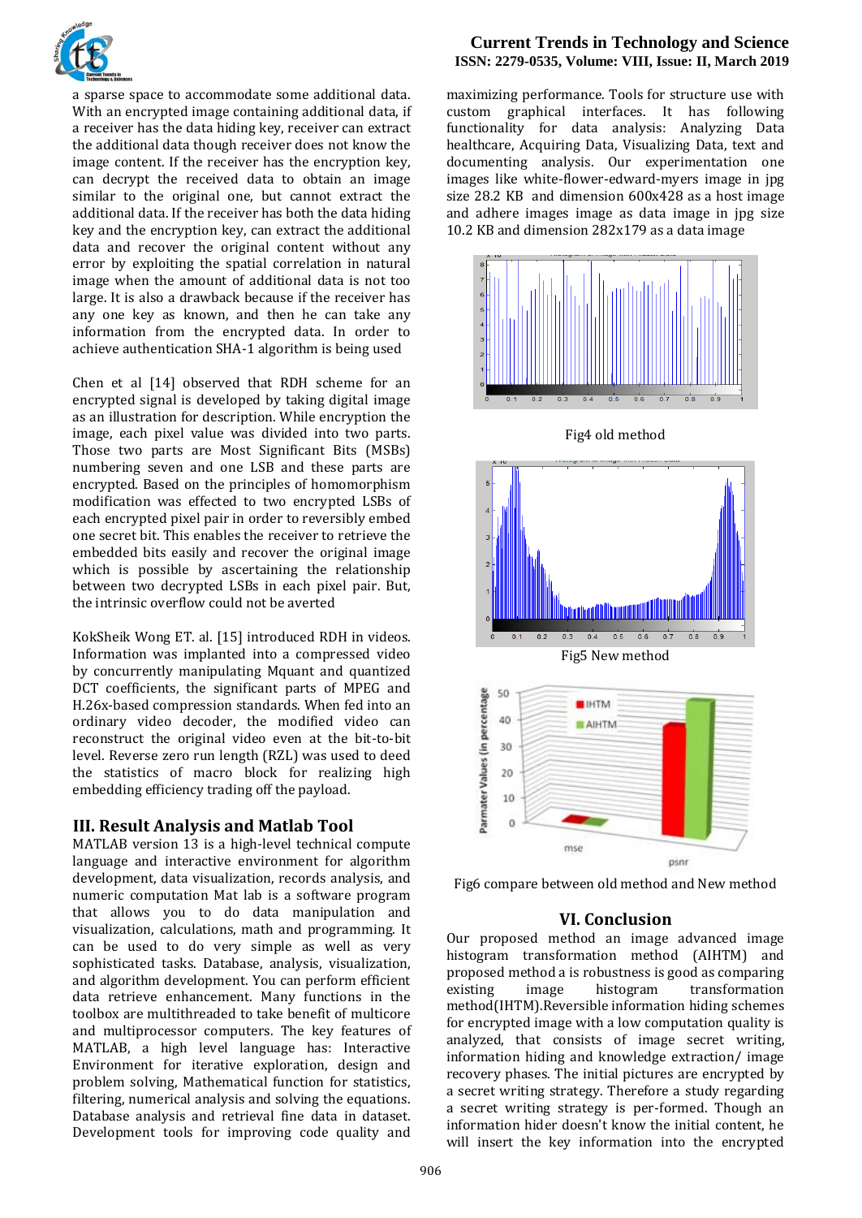a sparse space to accommodate some additional data. With an encrypted image containing additional data, if a receiver has the data hiding key, receiver can extract the additional data though receiver does not know the image content. If the receiver has the encryption key, can decrypt the received data to obtain an image similar to the original one, but cannot extract the additional data. If the receiver has both the data hiding key and the encryption key, can extract the additional data and recover the original content without any error by exploiting the spatial correlation in natural image when the amount of additional data is not too large. It is also a drawback because if the receiver has any one key as known, and then he can take any information from the encrypted data. In order to achieve authentication SHA-1 algorithm is being used

Chen et al [14] observed that RDH scheme for an encrypted signal is developed by taking digital image as an illustration for description. While encryption the image, each pixel value was divided into two parts. Those two parts are Most Significant Bits (MSBs) numbering seven and one LSB and these parts are encrypted. Based on the principles of homomorphism modification was effected to two encrypted LSBs of each encrypted pixel pair in order to reversibly embed one secret bit. This enables the receiver to retrieve the embedded bits easily and recover the original image which is possible by ascertaining the relationship between two decrypted LSBs in each pixel pair. But, the intrinsic overflow could not be averted

KokSheik Wong ET. al. [15] introduced RDH in videos. Information was implanted into a compressed video by concurrently manipulating Mquant and quantized DCT coefficients, the significant parts of MPEG and H.26x-based compression standards. When fed into an ordinary video decoder, the modified video can reconstruct the original video even at the bit-to-bit level. Reverse zero run length (RZL) was used to deed the statistics of macro block for realizing high embedding efficiency trading off the payload.

## III. Result Analysis and Matlab Tool

MATLAB version 13 is a high-level technical compute language and interactive environment for algorithm development, data visualization, records analysis, and numeric computation Mat lab is a software program that allows you to do data manipulation and visualization, calculations, math and programming. It can be used to do very simple as well as very sophisticated tasks. Database, analysis, visualization, and algorithm development. You can perform efficient data retrieve enhancement. Many functions in the toolbox are multithreaded to take benefit of multicore and multiprocessor computers. The key features of MATLAB, a high level language has: Interactive Environment for iterative exploration, design and problem solving, Mathematical function for statistics, filtering, numerical analysis and solving the equations. Database analysis and retrieval fine data in dataset. Development tools for improving code quality and maximizing performance. Tools for structure use with custom graphical interfaces. It has following functionality for data analysis: Analyzing Data healthcare, Acquiring Data, Visualizing Data, text and documenting analysis. Our experimentation one images like white-flower-edward-myers image in jpg size 28.2 KB and dimension 600x428 as a host image and adhere images image as data image in jpg size 10.2 KB and dimension 282x179 as a data image

Fig4 old method

Fig5 New method

Fig6 compare between old method and New method

## VI. Conclusion

Our proposed method an image advanced image histogram transformation method (AIHTM) and proposed method a is robustness is good as comparing existing image histogram transformation method(IHTM).Reversible information hiding schemes for encrypted image with a low computation quality is analyzed, that consists of image secret writing, information hiding and knowledge extraction/ image recovery phases. The initial pictures are encrypted by a secret writing strategy. Therefore a study regarding a secret writing strategy is per-formed. Though an information hider doesn't know the initial content, he will insert the key information into the encrypted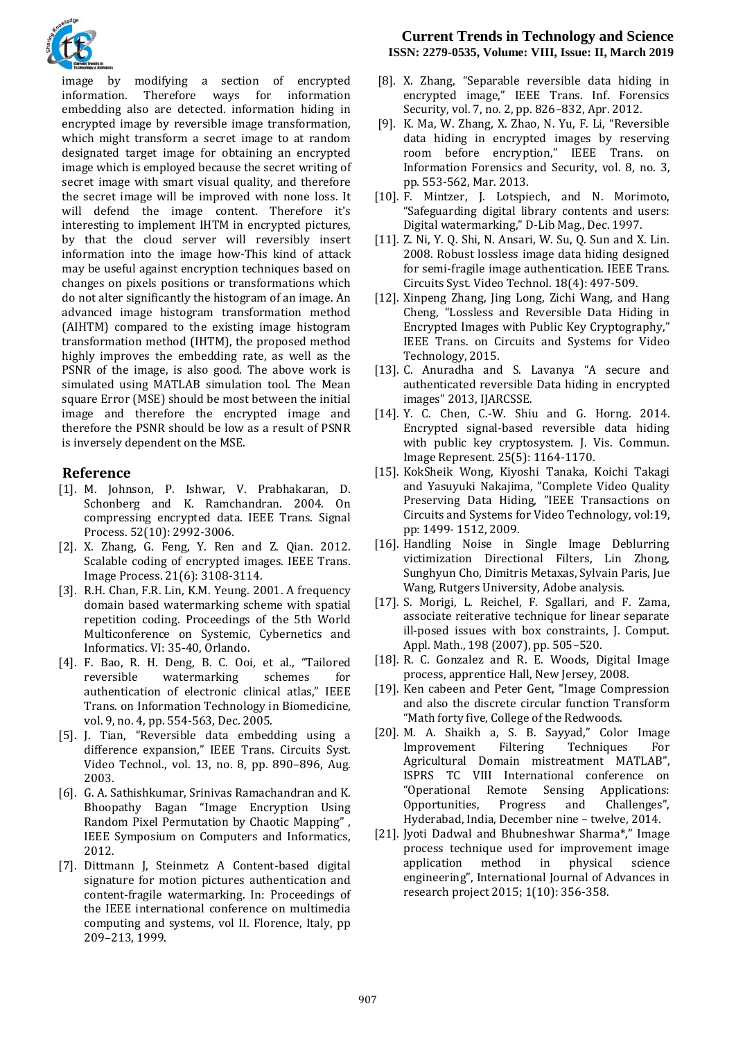image by modifying a section of encrypted information. Therefore ways for information embedding also are detected. information hiding in encrypted image by reversible image transformation, which might transform a secret image to at random designated target image for obtaining an encrypted image which is employed because the secret writing of secret image with smart visual quality, and therefore the secret image will be improved with none loss. It will defend the image content. Therefore it's interesting to implement IHTM in encrypted pictures, by that the cloud server will reversibly insert information into the image how-This kind of attack may be useful against encryption techniques based on changes on pixels positions or transformations which do not alter significantly the histogram of an image. An advanced image histogram transformation method (AIHTM) compared to the existing image histogram transformation method (IHTM), the proposed method highly improves the embedding rate, as well as the PSNR of the image, is also good. The above work is simulated using MATLAB simulation tool. The Mean square Error (MSE) should be most between the initial image and therefore the encrypted image and therefore the PSNR should be low as a result of PSNR is inversely dependent on the MSE.

## Reference

[1]. M. Johnson, P. Ishwar, V. Prabhakaran, D. Schonberg and K. Ramchandran. 2004. On compressing encrypted data. IEEE Trans. Signal Process. 52(10): 2992-3006.

[2]. X. Zhang, G. Feng, Y. Ren and Z. Qian. 2012. Scalable coding of encrypted images. IEEE Trans. Image Process. 21(6): 3108-3114.

[3]. R.H. Chan, F.R. Lin, K.M. Yeung. 2001. A frequency domain based watermarking scheme with spatial repetition coding. Proceedings of the 5th World Multiconference on Systemic, Cybernetics and Informatics. VI: 35-40, Orlando.

[4]. F. Bao, R. H. Deng, B. C. Ooi, et al., "Tailored reversible watermarking schemes for authentication of electronic clinical atlas," IEEE Trans. on Information Technology in Biomedicine, vol. 9, no. 4, pp. 554-563, Dec. 2005.

[5]. J. Tian, "Reversible data embedding using a difference expansion," IEEE Trans. Circuits Syst. Video Technol., vol. 13, no. 8, pp. 890–896, Aug. 2003.

[6]. G. A. Sathishkumar, Srinivas Ramachandran and K. Bhoopathy Bagan "Image Encryption Using Random Pixel Permutation by Chaotic Mapping" , IEEE Symposium on Computers and Informatics, 2012.

[7]. Dittmann J, Steinmetz A Content-based digital signature for motion pictures authentication and content-fragile watermarking. In: Proceedings of the IEEE international conference on multimedia computing and systems, vol II. Florence, Italy, pp 209–213, 1999.

[8]. X. Zhang, "Separable reversible data hiding in encrypted image," IEEE Trans. Inf. Forensics Security, vol. 7, no. 2, pp. 826–832, Apr. 2012.

[9]. K. Ma, W. Zhang, X. Zhao, N. Yu, F. Li, "Reversible data hiding in encrypted images by reserving room before encryption," IEEE Trans. on Information Forensics and Security, vol. 8, no. 3, pp. 553-562, Mar. 2013.

[10]. F. Mintzer, J. Lotspiech, and N. Morimoto, "Safeguarding digital library contents and users: Digital watermarking," D-Lib Mag., Dec. 1997.

[11]. Z. Ni, Y. Q. Shi, N. Ansari, W. Su, Q. Sun and X. Lin. 2008. Robust lossless image data hiding designed for semi-fragile image authentication. IEEE Trans. Circuits Syst. Video Technol. 18(4): 497-509.

[12]. Xinpeng Zhang, Jing Long, Zichi Wang, and Hang Cheng, "Lossless and Reversible Data Hiding in Encrypted Images with Public Key Cryptography," IEEE Trans. on Circuits and Systems for Video Technology, 2015.

[13]. C. Anuradha and S. Lavanya "A secure and authenticated reversible Data hiding in encrypted images" 2013, IJARCSSE.

[14]. Y. C. Chen, C.-W. Shiu and G. Horng. 2014. Encrypted signal-based reversible data hiding with public key cryptosystem. J. Vis. Commun. Image Represent. 25(5): 1164-1170.

[15]. KokSheik Wong, Kiyoshi Tanaka, Koichi Takagi and Yasuyuki Nakajima, "Complete Video Quality Preserving Data Hiding, "IEEE Transactions on Circuits and Systems for Video Technology, vol:19, pp: 1499- 1512, 2009.

[16]. Handling Noise in Single Image Deblurring victimization Directional Filters, Lin Zhong, Sunghyun Cho, Dimitris Metaxas, Sylvain Paris, Jue Wang, Rutgers University, Adobe analysis.

[17]. S. Morigi, L. Reichel, F. Sgallari, and F. Zama, associate reiterative technique for linear separate ill-posed issues with box constraints, J. Comput. Appl. Math., 198 (2007), pp. 505–520.

[18]. R. C. Gonzalez and R. E. Woods, Digital Image process, apprentice Hall, New Jersey, 2008.

[19]. Ken cabeen and Peter Gent, "Image Compression and also the discrete circular function Transform "Math forty five, College of the Redwoods.

[20]. M. A. Shaikh a, S. B. Sayyad," Color Image Improvement Filtering Techniques For Agricultural Domain mistreatment MATLAB", ISPRS TC VIII International conference on "Operational Remote Sensing Applications: Opportunities, Progress and Challenges", Hyderabad, India, December nine – twelve, 2014.

[21]. Jyoti Dadwal and Bhubneshwar Sharma*," Image process technique used for improvement image application method in physical science engineering", International Journal of Advances in research project 2015; 1(10): 356-358.